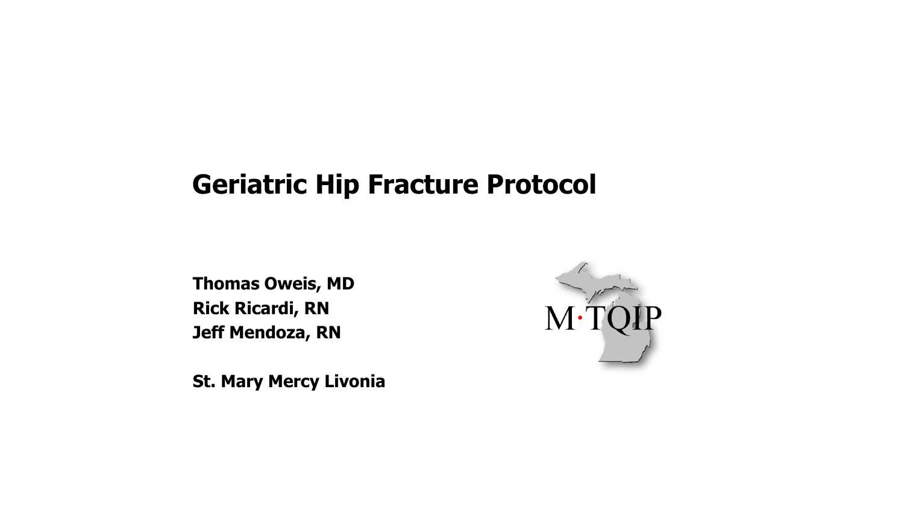# Geriatric Hip Fracture Protocol

**Thomas Oweis, MD**
**Rick Ricardi, RN**
**Jeff Mendoza, RN**

**St. Mary Mercy Livonia**

M·TQIP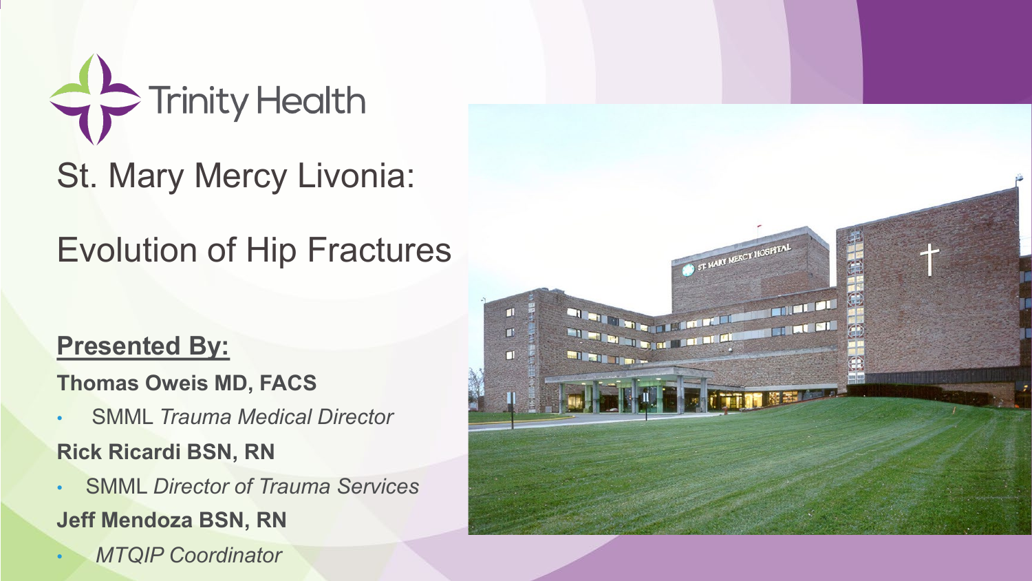Trinity Health

# St. Mary Mercy Livonia:

# Evolution of Hip Fractures

**Presented By:**

**Thomas Oweis MD, FACS**

- SMML *Trauma Medical Director*

**Rick Ricardi BSN, RN**

- SMML *Director of Trauma Services*

**Jeff Mendoza BSN, RN**

- *MTQIP Coordinator*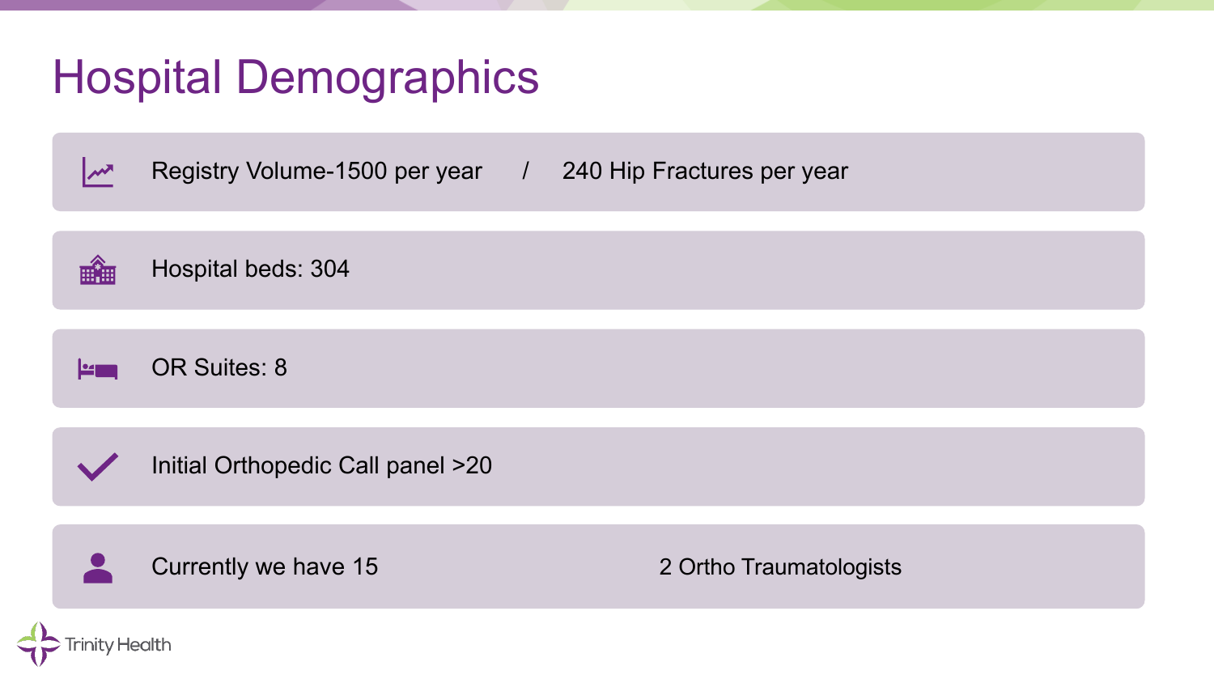# Hospital Demographics

- Registry Volume-1500 per year / 240 Hip Fractures per year
- Hospital beds: 304
- OR Suites: 8
- Initial Orthopedic Call panel >20
- Currently we have 15 — 2 Ortho Traumatologists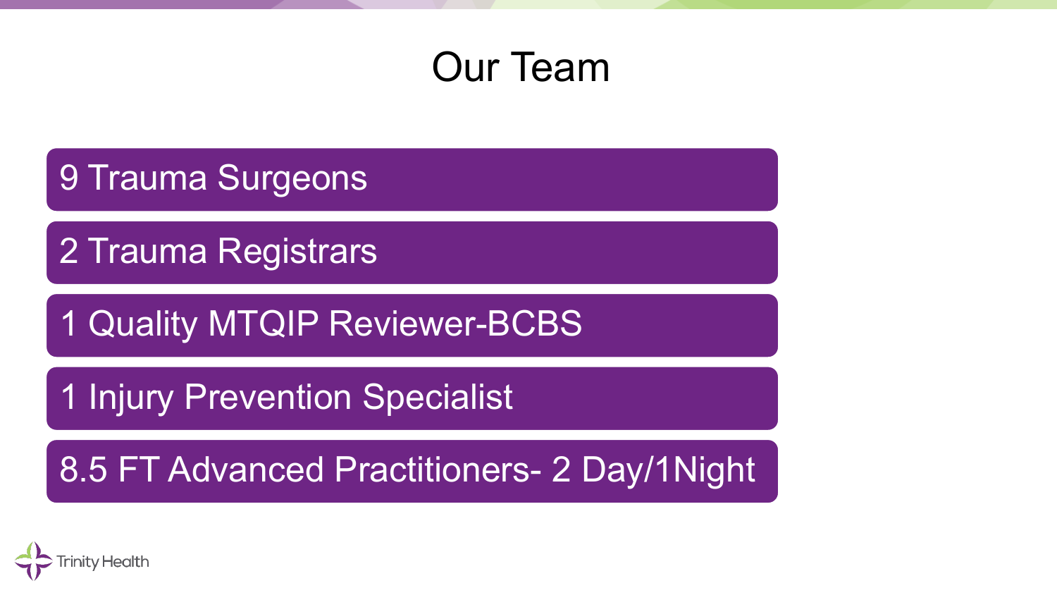# Our Team

- 9 Trauma Surgeons
- 2 Trauma Registrars
- 1 Quality MTQIP Reviewer-BCBS
- 1 Injury Prevention Specialist
- 8.5 FT Advanced Practitioners- 2 Day/1Night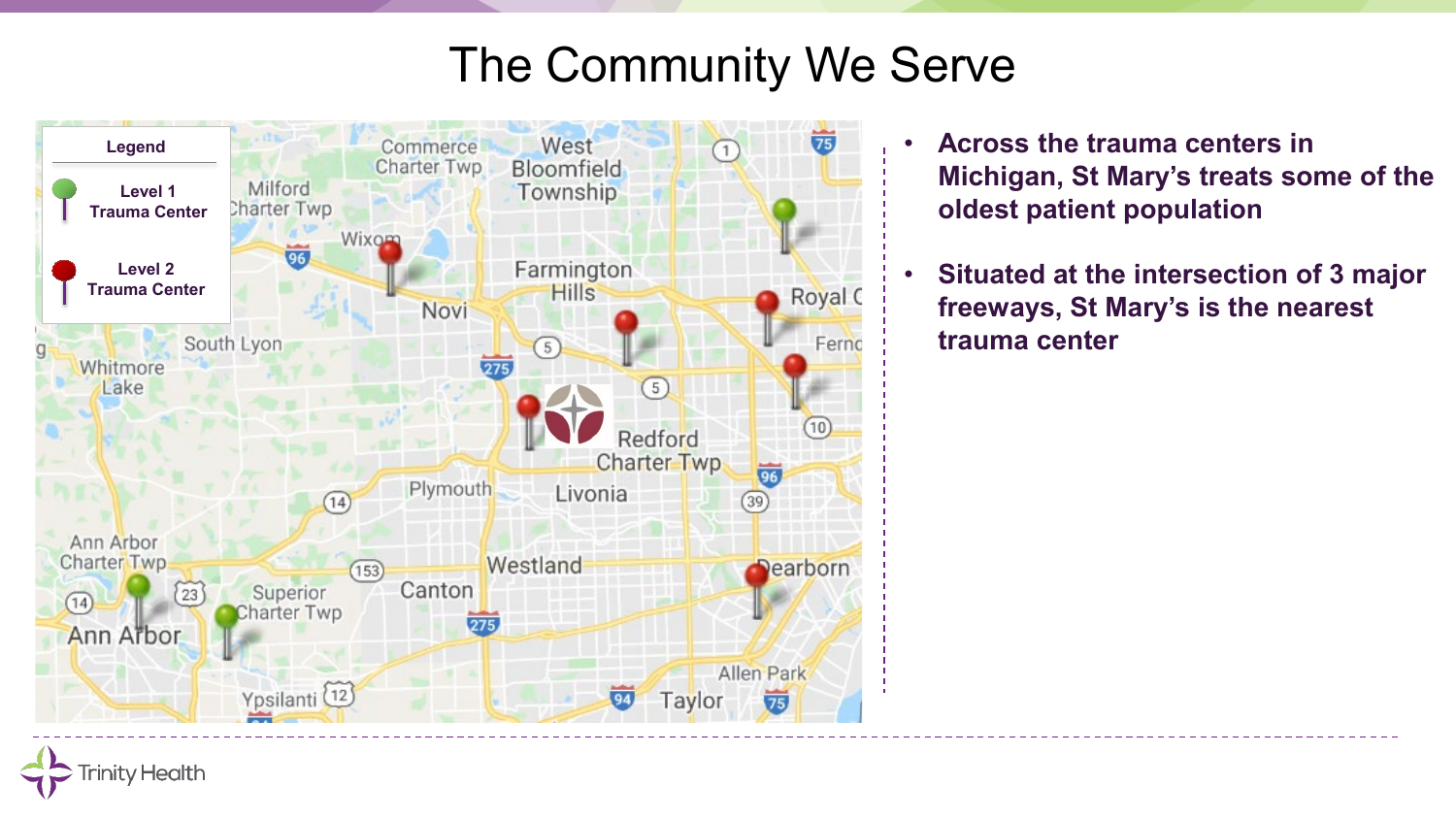# The Community We Serve

**Legend**

- Level 1 Trauma Center
- Level 2 Trauma Center

- **Across the trauma centers in Michigan, St Mary's treats some of the oldest patient population**
- **Situated at the intersection of 3 major freeways, St Mary's is the nearest trauma center**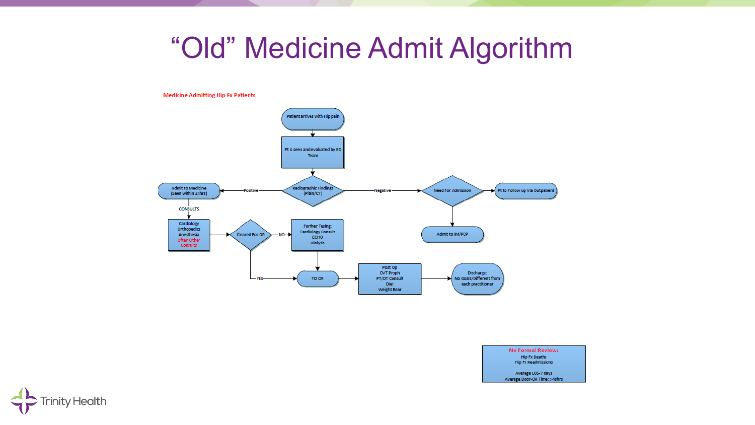# "Old" Medicine Admit Algorithm

**Medicine Admitting Hip Fx Patients**

- Patient arrives with Hip pain
- Pt is seen and evaluated by ED Team
- Radiographic Findings (Plain/CT)
  - Positive → Admit to Medicine (Seen within 24hrs)
    - CONSULTS → Cardiology, Orthopedics, Anesthesia, Often Other Consults
    - Cleared For OR
      - NO → Further Tesing: Cardiology Consult, ECHO, Dialysis → TO OR
      - YES → TO OR
    - TO OR → Post Op: DVT Proph, PT/OT Consult, Diet, Weight Bear
    - Discharge: No Goals/Different from each practitioner
  - Negative → Need For Admission
    - Pt to Follow up via outpatient
    - Admit to IM/PCP

**No Formal Review:**
Hip Fx Deaths
Hip Fx Readmissions

Average LOS-7 days
Average Door-OR Time: >48hrs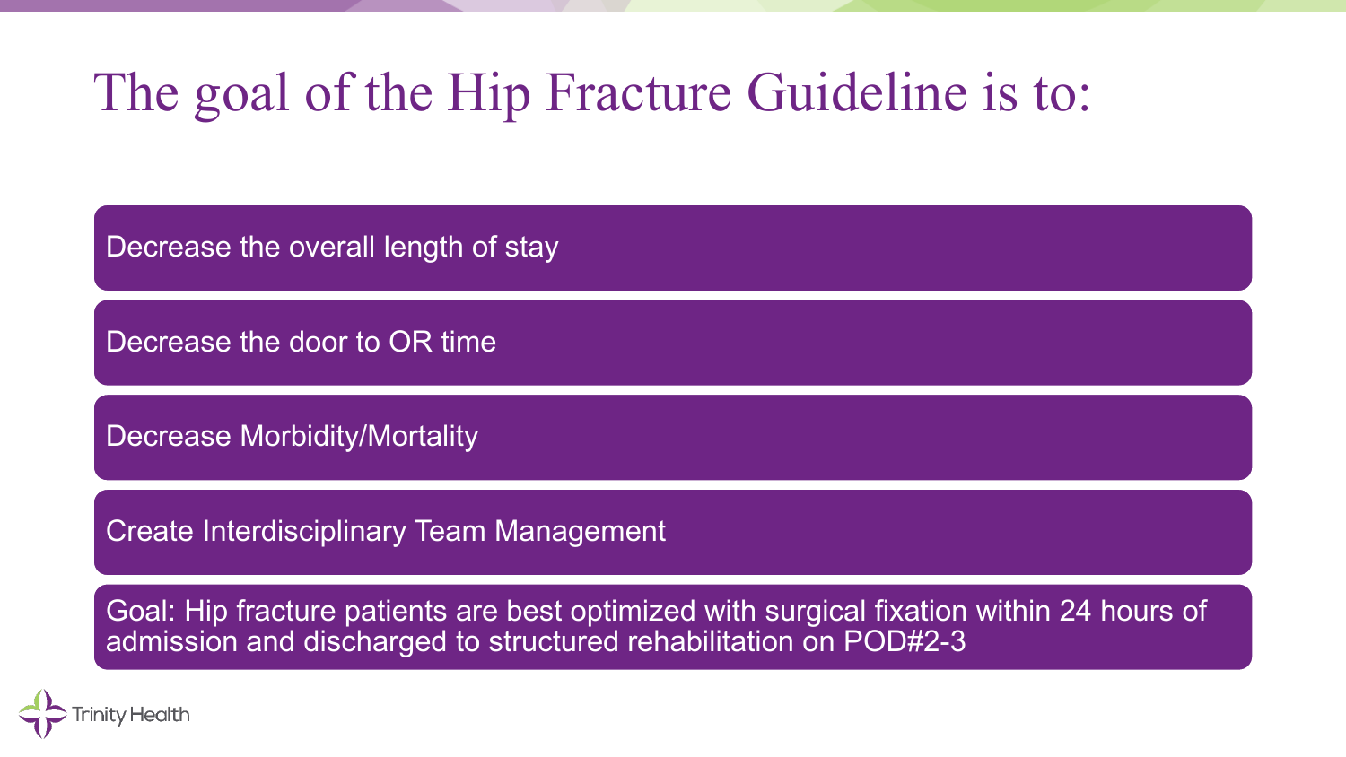# The goal of the Hip Fracture Guideline is to:

- Decrease the overall length of stay
- Decrease the door to OR time
- Decrease Morbidity/Mortality
- Create Interdisciplinary Team Management
- Goal: Hip fracture patients are best optimized with surgical fixation within 24 hours of admission and discharged to structured rehabilitation on POD#2-3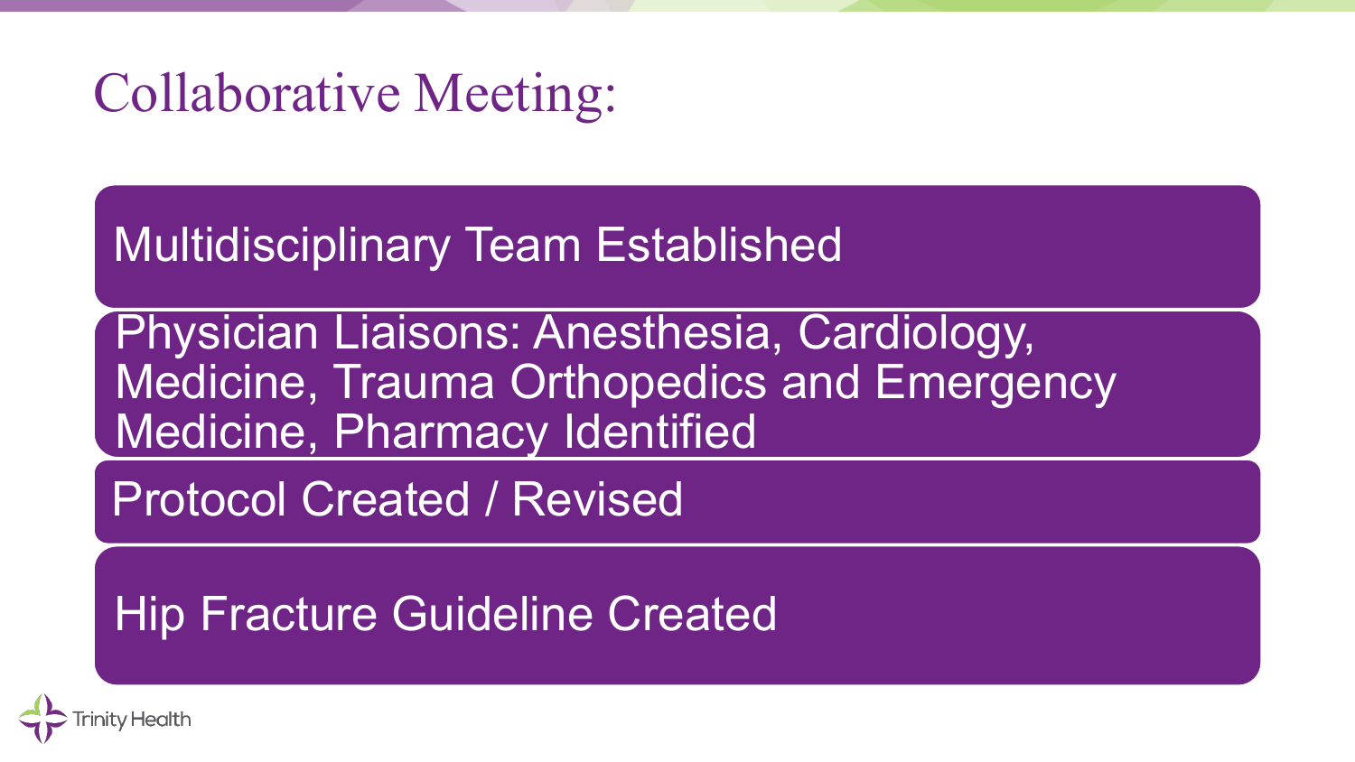# Collaborative Meeting:

- Multidisciplinary Team Established
- Physician Liaisons: Anesthesia, Cardiology, Medicine, Trauma Orthopedics and Emergency Medicine, Pharmacy Identified
- Protocol Created / Revised
- Hip Fracture Guideline Created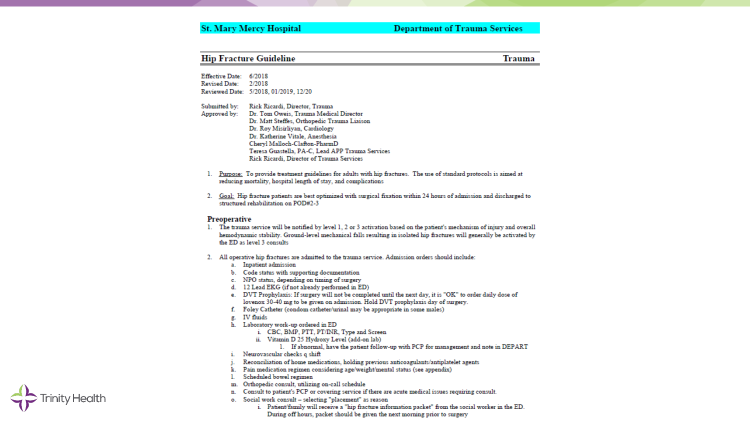**St. Mary Mercy Hospital** **Department of Trauma Services**

## Hip Fracture Guideline — Trauma

Effective Date: 6/2018
Revised Date: 2/2018
Reviewed Date: 5/2018, 01/2019, 12/20

Submitted by: Rick Ricardi, Director, Trauma
Approved by: Dr. Tom Oweis, Trauma Medical Director
Dr. Matt Steffes, Orthopedic Trauma Liaison
Dr. Roy Misirliyan, Cardiology
Dr. Katherine Vitale, Anesthesia
Cheryl Malloch-Clafton-PharmD
Teresa Guastella, PA-C, Lead APP Trauma Services
Rick Ricardi, Director of Trauma Services

1. Purpose: To provide treatment guidelines for adults with hip fractures. The use of standard protocols is aimed at reducing mortality, hospital length of stay, and complications
2. Goal: Hip fracture patients are best optimized with surgical fixation within 24 hours of admission and discharged to structured rehabilitation on POD#2-3

### Preoperative

1. The trauma service will be notified by level 1, 2 or 3 activation based on the patient's mechanism of injury and overall hemodynamic stability. Ground-level mechanical falls resulting in isolated hip fractures will generally be activated by the ED as level 3 consults
2. All operative hip fractures are admitted to the trauma service. Admission orders should include:
   a. Inpatient admission
   b. Code status with supporting documentation
   c. NPO status, depending on timing of surgery
   d. 12 Lead EKG (if not already performed in ED)
   e. DVT Prophylaxis: If surgery will not be completed until the next day, it is "OK" to order daily dose of lovenox 30-40 mg to be given on admission. Hold DVT prophylaxis day of surgery.
   f. Foley Catheter (condom catheter/urinal may be appropriate in some males)
   g. IV fluids
   h. Laboratory work-up ordered in ED
      i. CBC, BMP, PTT, PT/INR, Type and Screen
      ii. Vitamin D 25 Hydroxy Level (add-on lab)
         1. If abnormal, have the patient follow-up with PCP for management and note in DEPART
   i. Neurovascular checks q shift
   j. Reconciliation of home medications, holding previous anticoagulants/antiplatelet agents
   k. Pain medication regimen considering age/weight/mental status (see appendix)
   l. Scheduled bowel regimen
   m. Orthopedic consult, utilizing on-call schedule
   n. Consult to patient's PCP or covering service if there are acute medical issues requiring consult.
   o. Social work consult – selecting "placement" as reason
      i. Patient/family will receive a "hip fracture information packet" from the social worker in the ED. During off hours, packet should be given the next morning prior to surgery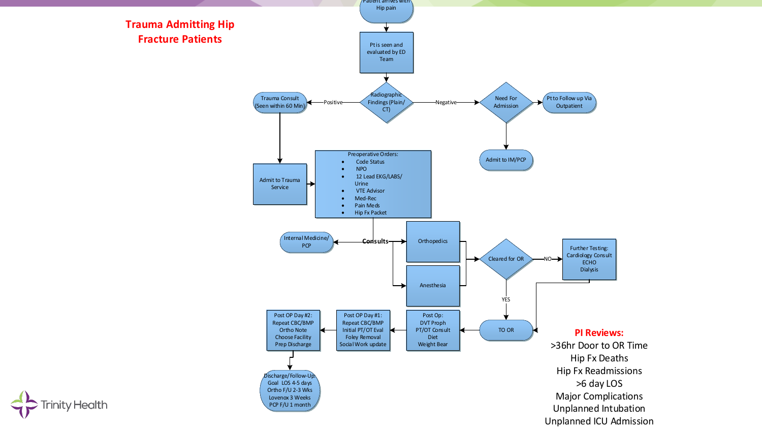# Trauma Admitting Hip Fracture Patients

Patient arrives with Hip pain

Pt is seen and evaluated by ED Team

Radiographic Findings (Plain/ CT)

- Positive → Trauma Consult (Seen within 60 Min) → Admit to Trauma Service
- Negative → Need For Admission
  - → Pt to Follow up Via Outpatient
  - → Admit to IM/PCP

Preoperative Orders:

- Code Status
- NPO
- 12 Lead EKG/LABS/ Urine
- VTE Advisor
- Med-Rec
- Pain Meds
- Hip Fx Packet

Consults:

- Internal Medicine/ PCP
- Orthopedics
- Anesthesia

Cleared for OR

- NO → Further Testing: Cardiology Consult ECHO Dialysis
- YES → TO OR

Post Op: DVT Proph PT/OT Consult Diet Weight Bear

Post OP Day #1: Repeat CBC/BMP Initial PT/OT Eval Foley Removal Social Work update

Post OP Day #2: Repeat CBC/BMP Ortho Note Choose Facility Prep Discharge

Discharge/Follow-Up: Goal LOS 4-5 days Ortho F/U 2-3 Wks Lovenox 3 Weeks PCP F/U 1 month

**PI Reviews:**

>36hr Door to OR Time
Hip Fx Deaths
Hip Fx Readmissions
>6 day LOS
Major Complications
Unplanned Intubation
Unplanned ICU Admission

Trinity Health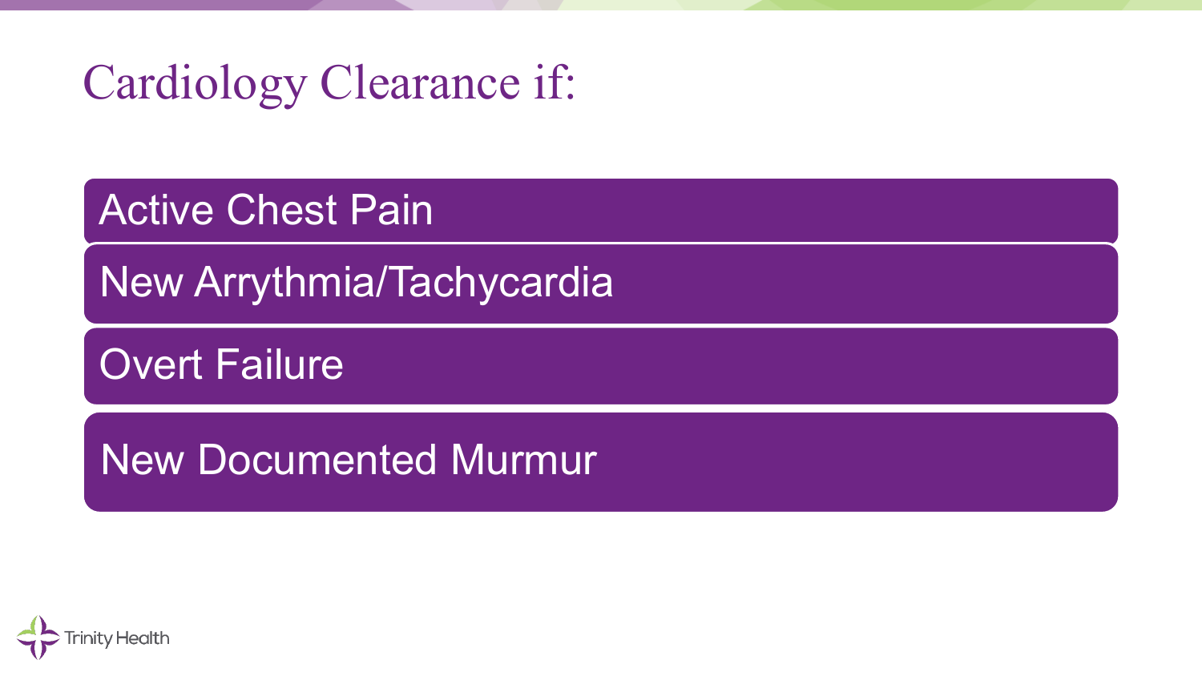# Cardiology Clearance if:

- Active Chest Pain
- New Arrythmia/Tachycardia
- Overt Failure
- New Documented Murmur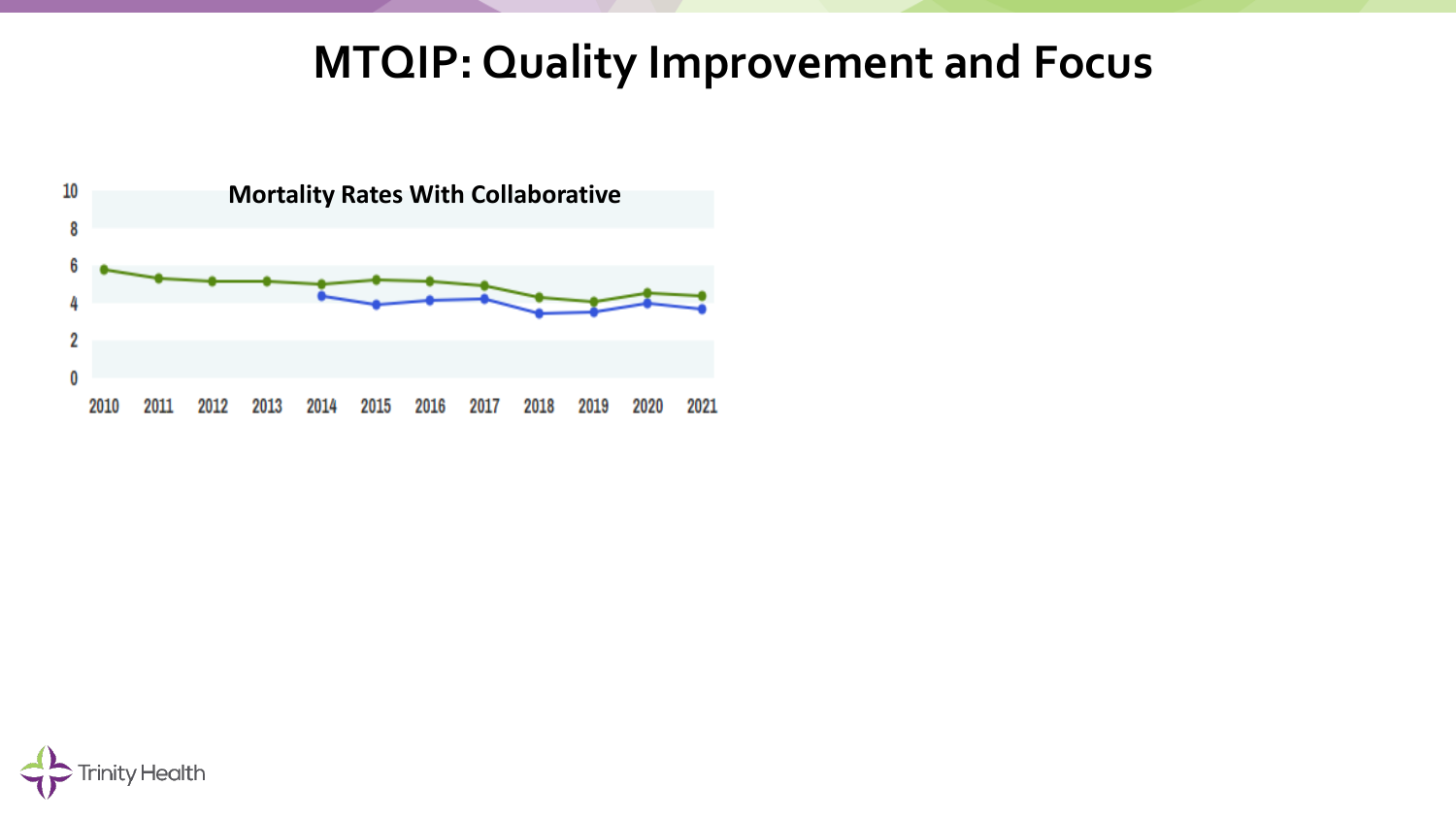# MTQIP: Quality Improvement and Focus

**Mortality Rates With Collaborative**

10
8
6
4
2
0

2010 2011 2012 2013 2014 2015 2016 2017 2018 2019 2020 2021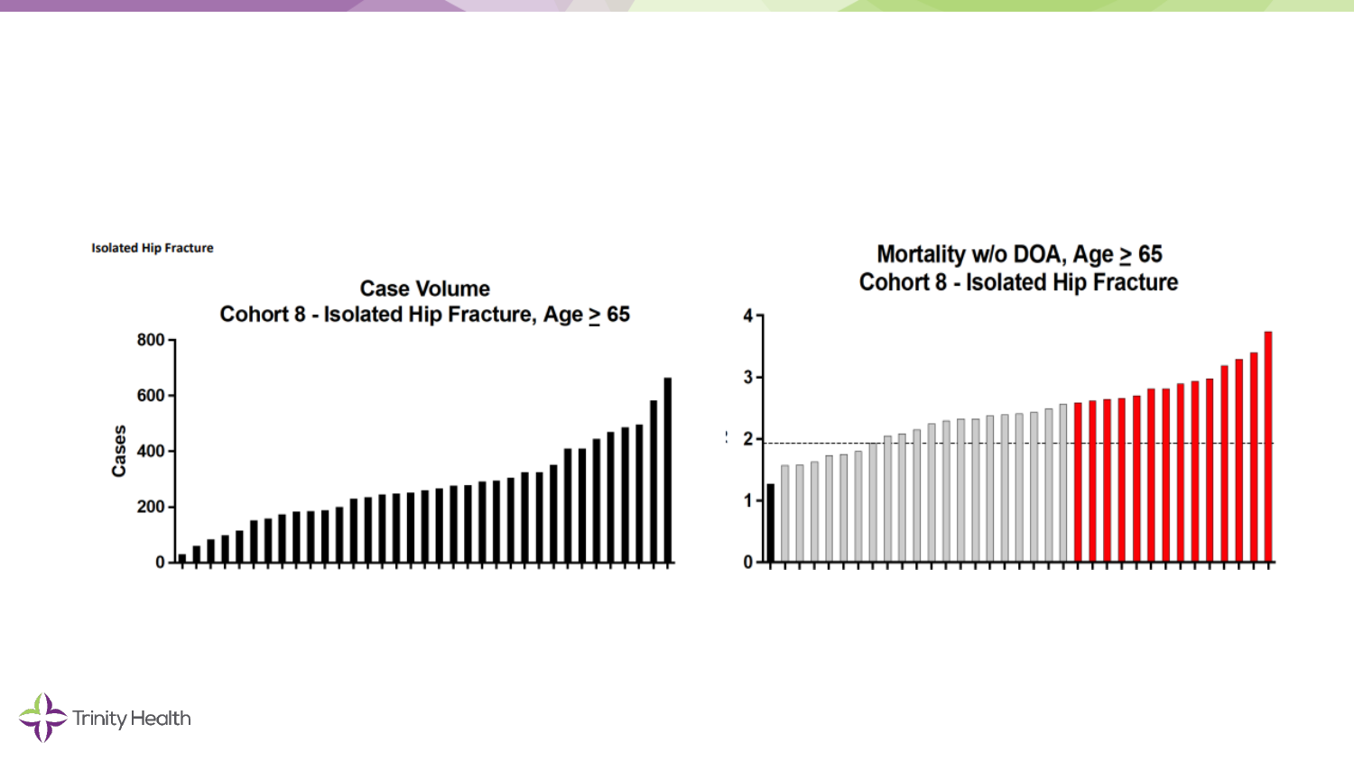Isolated Hip Fracture

### Case Volume
### Cohort 8 - Isolated Hip Fracture, Age ≥ 65

Cases: 0, 200, 400, 600, 800

### Mortality w/o DOA, Age ≥ 65
### Cohort 8 - Isolated Hip Fracture

0, 1, 2, 3, 4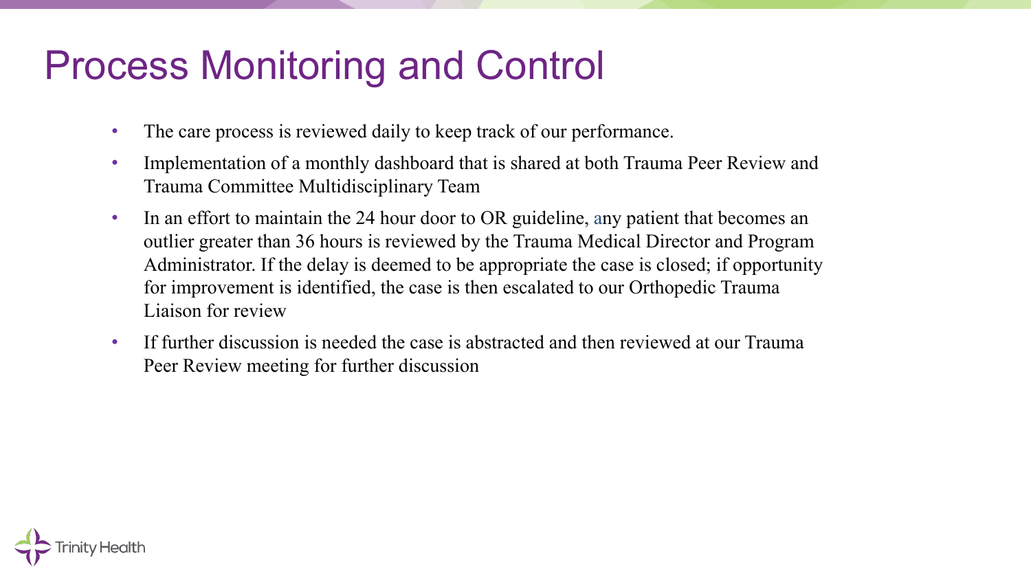# Process Monitoring and Control

- The care process is reviewed daily to keep track of our performance.
- Implementation of a monthly dashboard that is shared at both Trauma Peer Review and Trauma Committee Multidisciplinary Team
- In an effort to maintain the 24 hour door to OR guideline, any patient that becomes an outlier greater than 36 hours is reviewed by the Trauma Medical Director and Program Administrator. If the delay is deemed to be appropriate the case is closed; if opportunity for improvement is identified, the case is then escalated to our Orthopedic Trauma Liaison for review
- If further discussion is needed the case is abstracted and then reviewed at our Trauma Peer Review meeting for further discussion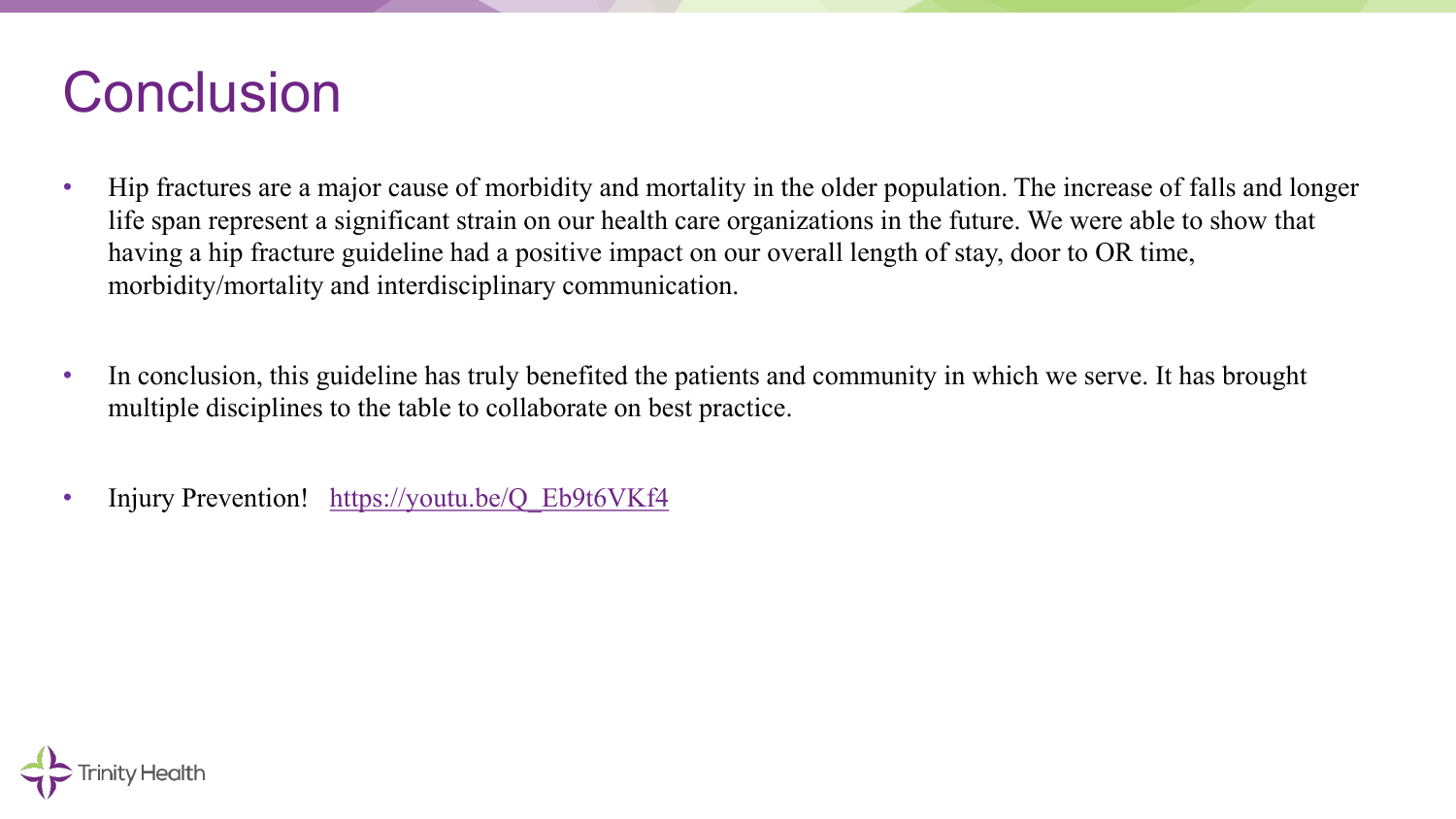# Conclusion

- Hip fractures are a major cause of morbidity and mortality in the older population. The increase of falls and longer life span represent a significant strain on our health care organizations in the future. We were able to show that having a hip fracture guideline had a positive impact on our overall length of stay, door to OR time, morbidity/mortality and interdisciplinary communication.

- In conclusion, this guideline has truly benefited the patients and community in which we serve. It has brought multiple disciplines to the table to collaborate on best practice.

- Injury Prevention! https://youtu.be/Q_Eb9t6VKf4

Trinity Health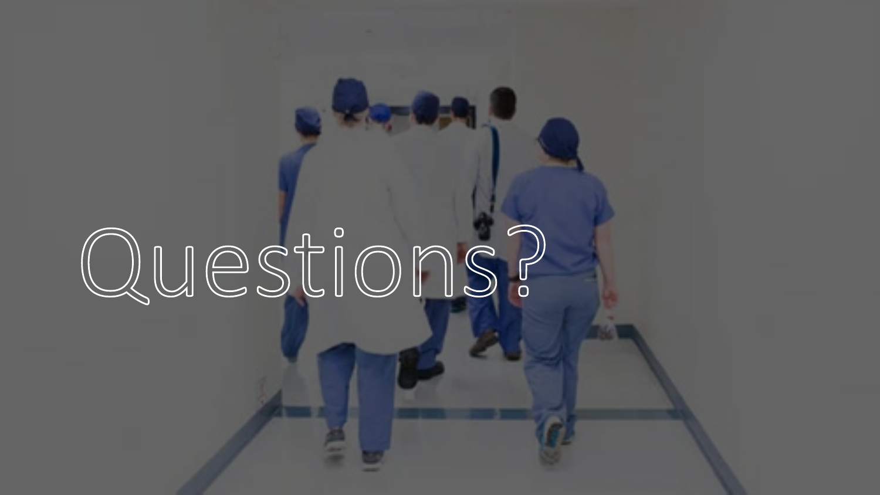# Questions?